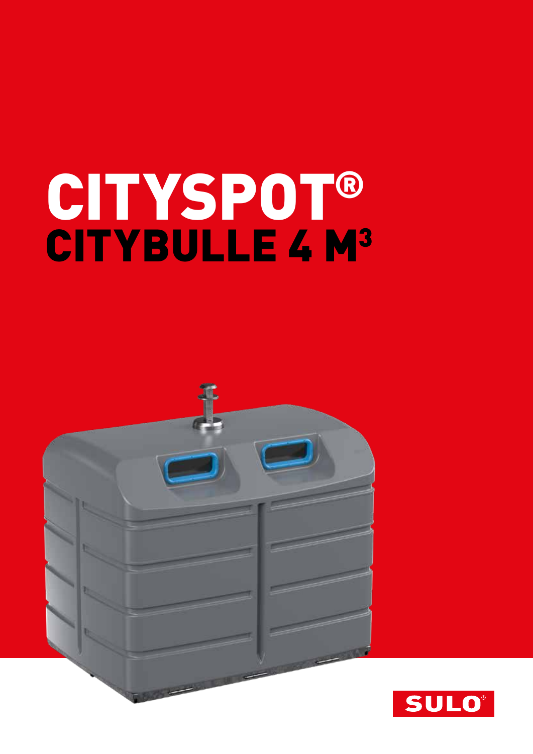# CITYSPOT®
## CITYBULLE 4 M³

SULO®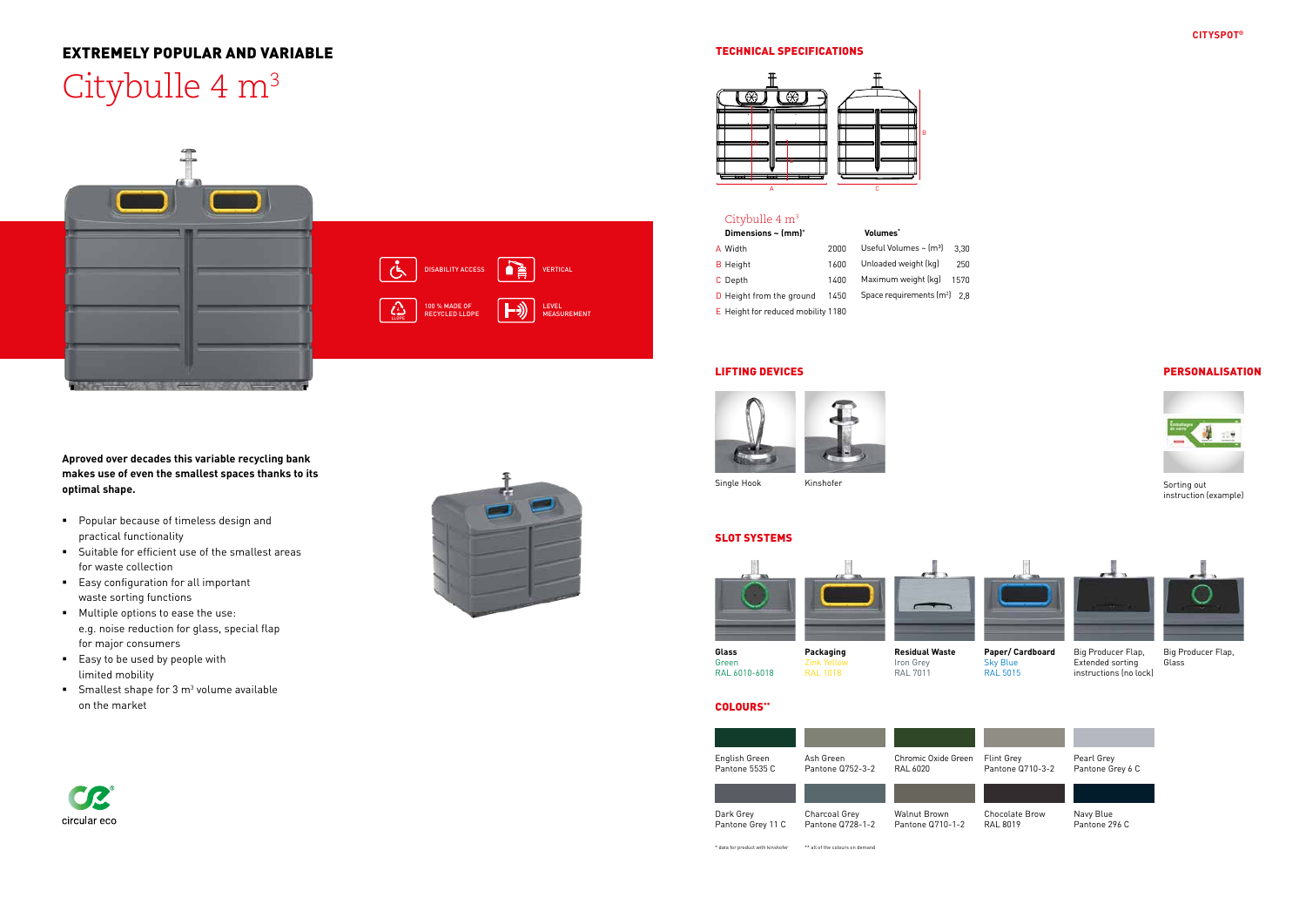## EXTREMELY POPULAR AND VARIABLE

# Citybulle 4 m³

DISABILITY ACCESS

VERTICAL

100 % MADE OF RECYCLED LLDPE

LEVEL MEASUREMENT

**Aproved over decades this variable recycling bank makes use of even the smallest spaces thanks to its optimal shape.**

- Popular because of timeless design and practical functionality
- Suitable for efficient use of the smallest areas for waste collection
- Easy configuration for all important waste sorting functions
- Multiple options to ease the use: e.g. noise reduction for glass, special flap for major consumers
- Easy to be used by people with limited mobility
- Smallest shape for 3 m³ volume available on the market

circular eco

CITYSPOT®

## TECHNICAL SPECIFICATIONS

Citybulle 4 m³

| Dimensions ~ (mm)* | | Volumes* | |
|---|---|---|---|
| A Width | 2000 | Useful Volumes ~ (m³) | 3,30 |
| B Height | 1600 | Unloaded weight (kg) | 250 |
| C Depth | 1400 | Maximum weight (kg) | 1570 |
| D Height from the ground | 1450 | Space requirements (m²) | 2,8 |
| E Height for reduced mobility | 1180 | | |

## LIFTING DEVICES

Single Hook

Kinshofer

## PERSONALISATION

Sorting out instruction (example)

## SLOT SYSTEMS

**Glass**
Green
RAL 6010-6018

**Packaging**
Zink Yellow
RAL 1018

**Residual Waste**
Iron Grey
RAL 7011

**Paper/ Cardboard**
Sky Blue
RAL 5015

Big Producer Flap, Extended sorting instructions (no lock)

Big Producer Flap, Glass

## COLOURS**

| | | | | |
|---|---|---|---|---|
| English Green<br>Pantone 5535 C | Ash Green<br>Pantone Q752-3-2 | Chromic Oxide Green<br>RAL 6020 | Flint Grey<br>Pantone Q710-3-2 | Pearl Grey<br>Pantone Grey 6 C |
| Dark Grey<br>Pantone Grey 11 C | Charcoal Grey<br>Pantone Q728-1-2 | Walnut Brown<br>Pantone Q710-1-2 | Chocolate Brow<br>RAL 8019 | Navy Blue<br>Pantone 296 C |

\* data for product with kinshofer   ** all of the colours on demand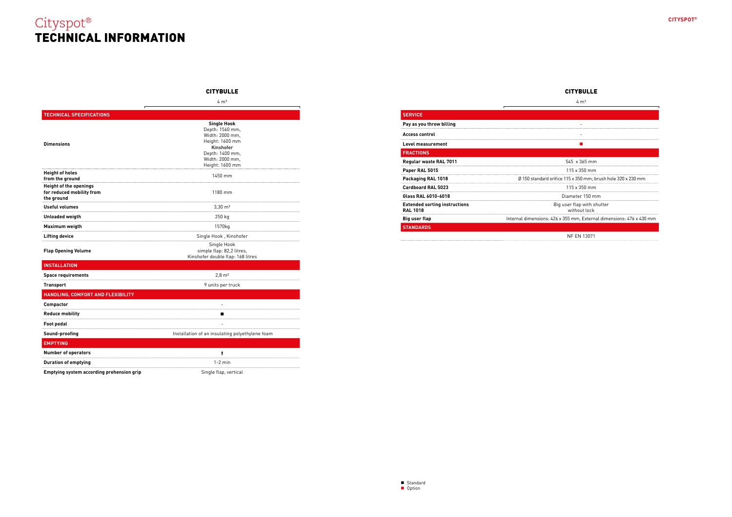# Cityspot®
# TECHNICAL INFORMATION

| | CITYBULLE 4 m³ |
|---|---|
| **TECHNICAL SPECIFICATIONS** | |
| **Dimensions** | **Single Hook** Depth: 1560 mm, Width: 2000 mm, Height: 1600 mm **Kinshofer** Depth: 1400 mm, Width: 2000 mm, Height: 1600 mm |
| **Height of holes from the ground** | 1450 mm |
| **Height of the openings for reduced mobility from the ground** | 1180 mm |
| **Useful volumes** | 3,30 m³ |
| **Unloaded weigth** | 250 kg |
| **Maximum weigth** | 1570kg |
| **Lifting device** | Single Hook , Kinshofer |
| **Flap Opening Volume** | Single Hook simple flap: 82,2 litres, Kinshofer double flap: 168 litres |
| **INSTALLATION** | |
| **Space requirements** | 2,8 m² |
| **Transport** | 9 units per truck |
| **HANDLING, COMFORT AND FLEXIBILITY** | |
| **Compactor** | - |
| **Reduce mobility** | ■ |
| **Foot pedal** | - |
| **Sound-proofing** | Installation of an insulating polyethylene foam |
| **EMPTYING** | |
| **Number of operators** | 🯅 |
| **Duration of emptying** | 1-2 min |
| **Emptying system according prehension grip** | Single flap, vertical |

| | CITYBULLE 4 m³ |
|---|---|
| **SERVICE** | |
| **Pay as you throw billing** | - |
| **Access control** | - |
| **Level measurement** | ■ (Option) |
| **FRACTIONS** | |
| **Regular waste RAL 7011** | 545 x 365 mm |
| **Paper RAL 5015** | 115 x 350 mm |
| **Packaging RAL 1018** | Ø 150 standard orifice 115 x 350 mm; brush hole 320 x 230 mm |
| **Cardboard RAL 5023** | 115 x 350 mm |
| **Glass RAL 6010-6018** | Diameter 150 mm |
| **Extended sorting instructions RAL 1018** | Big user flap with shutter without lock |
| **Big user flap** | Internal dimensions: 426 x 355 mm, External dimensions: 476 x 430 mm |
| **STANDARDS** | |
| | NF EN 13071 |

■ Standard
■ Option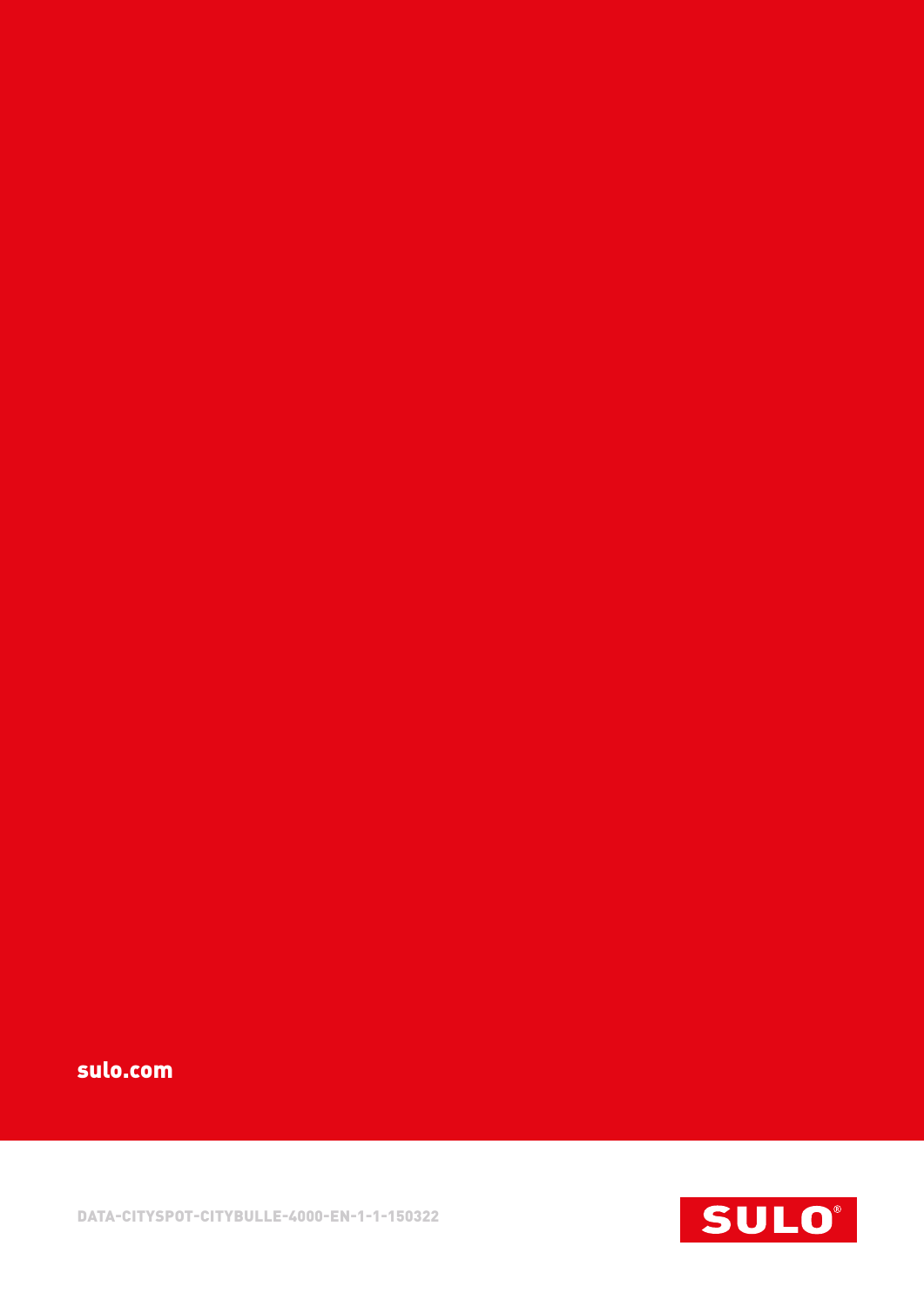sulo.com

DATA-CITYSPOT-CITYBULLE-4000-EN-1-1-150322

SULO®